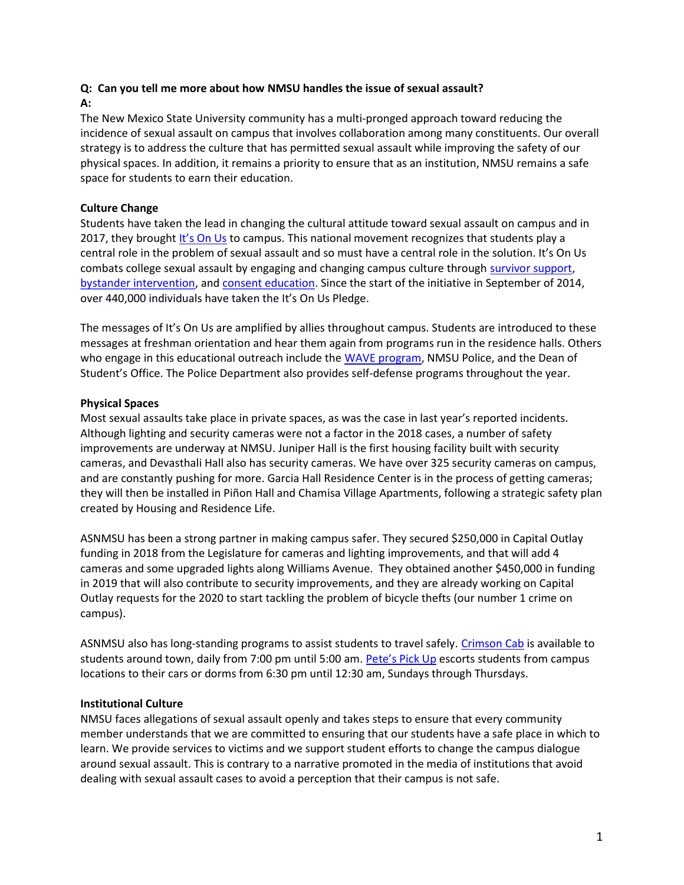**Q: Can you tell me more about how NMSU handles the issue of sexual assault?**
**A:**
The New Mexico State University community has a multi-pronged approach toward reducing the incidence of sexual assault on campus that involves collaboration among many constituents. Our overall strategy is to address the culture that has permitted sexual assault while improving the safety of our physical spaces. In addition, it remains a priority to ensure that as an institution, NMSU remains a safe space for students to earn their education.

**Culture Change**
Students have taken the lead in changing the cultural attitude toward sexual assault on campus and in 2017, they brought It's On Us to campus. This national movement recognizes that students play a central role in the problem of sexual assault and so must have a central role in the solution. It's On Us combats college sexual assault by engaging and changing campus culture through survivor support, bystander intervention, and consent education. Since the start of the initiative in September of 2014, over 440,000 individuals have taken the It's On Us Pledge.

The messages of It's On Us are amplified by allies throughout campus. Students are introduced to these messages at freshman orientation and hear them again from programs run in the residence halls. Others who engage in this educational outreach include the WAVE program, NMSU Police, and the Dean of Student's Office. The Police Department also provides self-defense programs throughout the year.

**Physical Spaces**
Most sexual assaults take place in private spaces, as was the case in last year's reported incidents. Although lighting and security cameras were not a factor in the 2018 cases, a number of safety improvements are underway at NMSU. Juniper Hall is the first housing facility built with security cameras, and Devasthali Hall also has security cameras. We have over 325 security cameras on campus, and are constantly pushing for more. Garcia Hall Residence Center is in the process of getting cameras; they will then be installed in Piñon Hall and Chamisa Village Apartments, following a strategic safety plan created by Housing and Residence Life.

ASNMSU has been a strong partner in making campus safer. They secured $250,000 in Capital Outlay funding in 2018 from the Legislature for cameras and lighting improvements, and that will add 4 cameras and some upgraded lights along Williams Avenue. They obtained another $450,000 in funding in 2019 that will also contribute to security improvements, and they are already working on Capital Outlay requests for the 2020 to start tackling the problem of bicycle thefts (our number 1 crime on campus).

ASNMSU also has long-standing programs to assist students to travel safely. Crimson Cab is available to students around town, daily from 7:00 pm until 5:00 am. Pete's Pick Up escorts students from campus locations to their cars or dorms from 6:30 pm until 12:30 am, Sundays through Thursdays.

**Institutional Culture**
NMSU faces allegations of sexual assault openly and takes steps to ensure that every community member understands that we are committed to ensuring that our students have a safe place in which to learn. We provide services to victims and we support student efforts to change the campus dialogue around sexual assault. This is contrary to a narrative promoted in the media of institutions that avoid dealing with sexual assault cases to avoid a perception that their campus is not safe.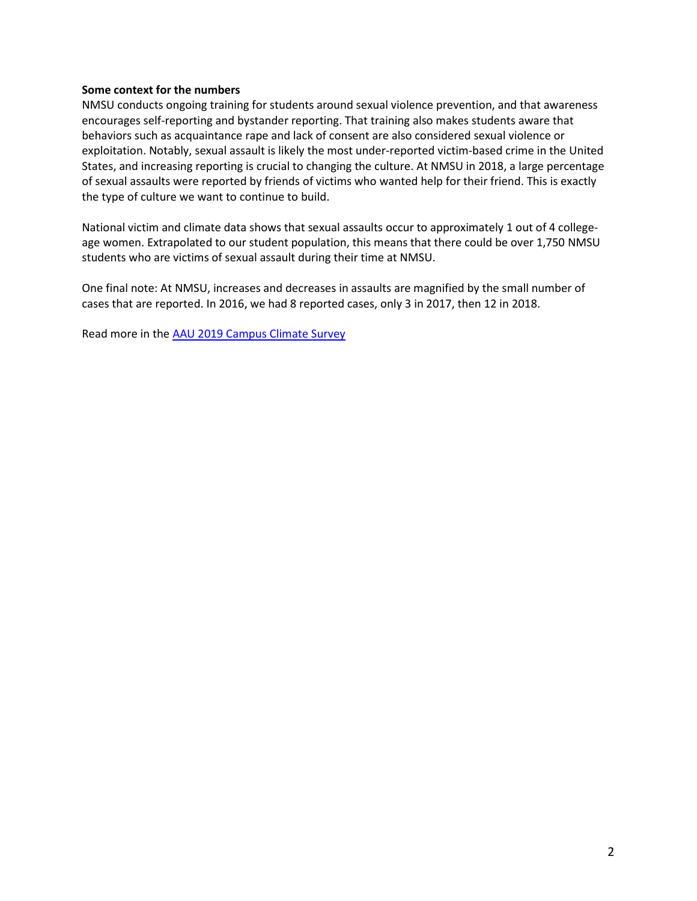**Some context for the numbers**

NMSU conducts ongoing training for students around sexual violence prevention, and that awareness encourages self-reporting and bystander reporting. That training also makes students aware that behaviors such as acquaintance rape and lack of consent are also considered sexual violence or exploitation. Notably, sexual assault is likely the most under-reported victim-based crime in the United States, and increasing reporting is crucial to changing the culture. At NMSU in 2018, a large percentage of sexual assaults were reported by friends of victims who wanted help for their friend. This is exactly the type of culture we want to continue to build.

National victim and climate data shows that sexual assaults occur to approximately 1 out of 4 college-age women. Extrapolated to our student population, this means that there could be over 1,750 NMSU students who are victims of sexual assault during their time at NMSU.

One final note: At NMSU, increases and decreases in assaults are magnified by the small number of cases that are reported. In 2016, we had 8 reported cases, only 3 in 2017, then 12 in 2018.

Read more in the [AAU 2019 Campus Climate Survey]